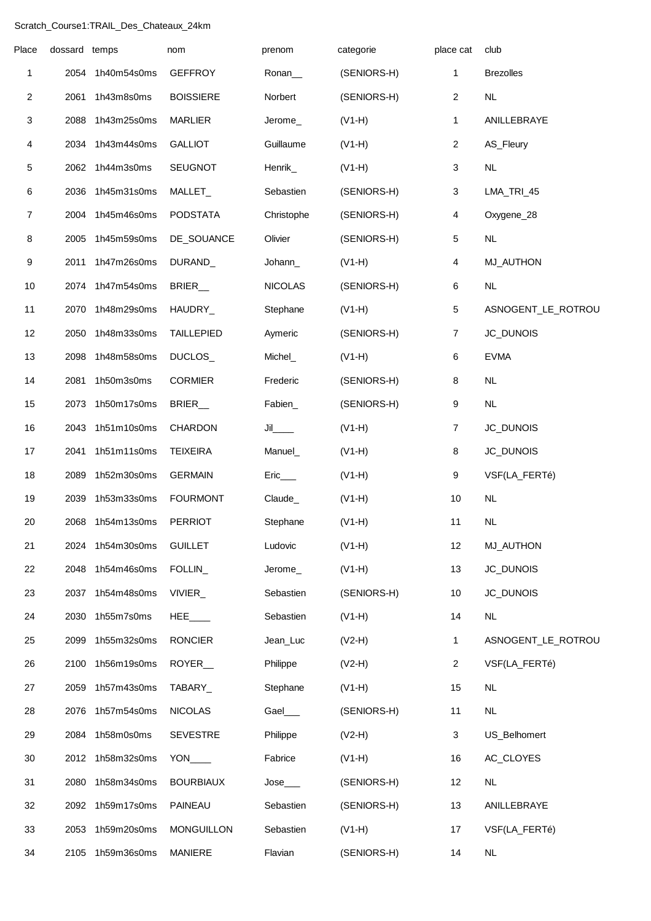Scratch_Course1:TRAIL_Des_Chateaux_24km

| Place | dossard | temps | nom | prenom | categorie | place cat | club |
|---|---|---|---|---|---|---|---|
| 1 | 2054 | 1h40m54s0ms | GEFFROY | Ronan__ | (SENIORS-H) | 1 | Brezolles |
| 2 | 2061 | 1h43m8s0ms | BOISSIERE | Norbert | (SENIORS-H) | 2 | NL |
| 3 | 2088 | 1h43m25s0ms | MARLIER | Jerome_ | (V1-H) | 1 | ANILLEBRAYE |
| 4 | 2034 | 1h43m44s0ms | GALLIOT | Guillaume | (V1-H) | 2 | AS_Fleury |
| 5 | 2062 | 1h44m3s0ms | SEUGNOT | Henrik_ | (V1-H) | 3 | NL |
| 6 | 2036 | 1h45m31s0ms | MALLET_ | Sebastien | (SENIORS-H) | 3 | LMA_TRI_45 |
| 7 | 2004 | 1h45m46s0ms | PODSTATA | Christophe | (SENIORS-H) | 4 | Oxygene_28 |
| 8 | 2005 | 1h45m59s0ms | DE_SOUANCE | Olivier | (SENIORS-H) | 5 | NL |
| 9 | 2011 | 1h47m26s0ms | DURAND_ | Johann_ | (V1-H) | 4 | MJ_AUTHON |
| 10 | 2074 | 1h47m54s0ms | BRIER__ | NICOLAS | (SENIORS-H) | 6 | NL |
| 11 | 2070 | 1h48m29s0ms | HAUDRY_ | Stephane | (V1-H) | 5 | ASNOGENT_LE_ROTROU |
| 12 | 2050 | 1h48m33s0ms | TAILLEPIED | Aymeric | (SENIORS-H) | 7 | JC_DUNOIS |
| 13 | 2098 | 1h48m58s0ms | DUCLOS_ | Michel_ | (V1-H) | 6 | EVMA |
| 14 | 2081 | 1h50m3s0ms | CORMIER | Frederic | (SENIORS-H) | 8 | NL |
| 15 | 2073 | 1h50m17s0ms | BRIER__ | Fabien_ | (SENIORS-H) | 9 | NL |
| 16 | 2043 | 1h51m10s0ms | CHARDON | Jil____ | (V1-H) | 7 | JC_DUNOIS |
| 17 | 2041 | 1h51m11s0ms | TEIXEIRA | Manuel_ | (V1-H) | 8 | JC_DUNOIS |
| 18 | 2089 | 1h52m30s0ms | GERMAIN | Eric___ | (V1-H) | 9 | VSF(LA_FERTé) |
| 19 | 2039 | 1h53m33s0ms | FOURMONT | Claude_ | (V1-H) | 10 | NL |
| 20 | 2068 | 1h54m13s0ms | PERRIOT | Stephane | (V1-H) | 11 | NL |
| 21 | 2024 | 1h54m30s0ms | GUILLET | Ludovic | (V1-H) | 12 | MJ_AUTHON |
| 22 | 2048 | 1h54m46s0ms | FOLLIN_ | Jerome_ | (V1-H) | 13 | JC_DUNOIS |
| 23 | 2037 | 1h54m48s0ms | VIVIER_ | Sebastien | (SENIORS-H) | 10 | JC_DUNOIS |
| 24 | 2030 | 1h55m7s0ms | HEE____ | Sebastien | (V1-H) | 14 | NL |
| 25 | 2099 | 1h55m32s0ms | RONCIER | Jean_Luc | (V2-H) | 1 | ASNOGENT_LE_ROTROU |
| 26 | 2100 | 1h56m19s0ms | ROYER__ | Philippe | (V2-H) | 2 | VSF(LA_FERTé) |
| 27 | 2059 | 1h57m43s0ms | TABARY_ | Stephane | (V1-H) | 15 | NL |
| 28 | 2076 | 1h57m54s0ms | NICOLAS | Gael___ | (SENIORS-H) | 11 | NL |
| 29 | 2084 | 1h58m0s0ms | SEVESTRE | Philippe | (V2-H) | 3 | US_Belhomert |
| 30 | 2012 | 1h58m32s0ms | YON____ | Fabrice | (V1-H) | 16 | AC_CLOYES |
| 31 | 2080 | 1h58m34s0ms | BOURBIAUX | Jose___ | (SENIORS-H) | 12 | NL |
| 32 | 2092 | 1h59m17s0ms | PAINEAU | Sebastien | (SENIORS-H) | 13 | ANILLEBRAYE |
| 33 | 2053 | 1h59m20s0ms | MONGUILLON | Sebastien | (V1-H) | 17 | VSF(LA_FERTé) |
| 34 | 2105 | 1h59m36s0ms | MANIERE | Flavian | (SENIORS-H) | 14 | NL |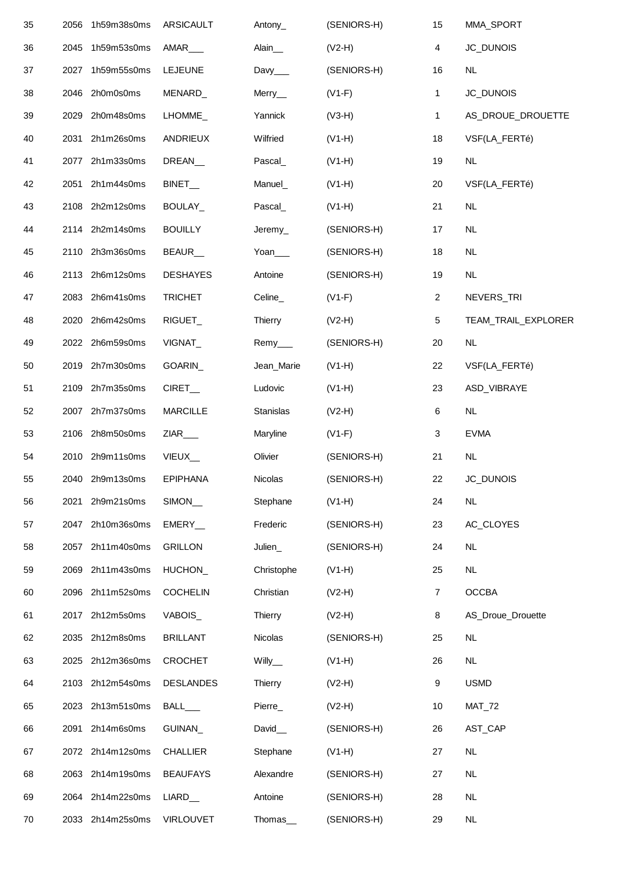| | | | | | | | |
|---|---|---|---|---|---|---|---|
| 35 | 2056 | 1h59m38s0ms | ARSICAULT | Antony_ | (SENIORS-H) | 15 | MMA_SPORT |
| 36 | 2045 | 1h59m53s0ms | AMAR___ | Alain__ | (V2-H) | 4 | JC_DUNOIS |
| 37 | 2027 | 1h59m55s0ms | LEJEUNE | Davy___ | (SENIORS-H) | 16 | NL |
| 38 | 2046 | 2h0m0s0ms | MENARD_ | Merry__ | (V1-F) | 1 | JC_DUNOIS |
| 39 | 2029 | 2h0m48s0ms | LHOMME_ | Yannick | (V3-H) | 1 | AS_DROUE_DROUETTE |
| 40 | 2031 | 2h1m26s0ms | ANDRIEUX | Wilfried | (V1-H) | 18 | VSF(LA_FERTé) |
| 41 | 2077 | 2h1m33s0ms | DREAN__ | Pascal_ | (V1-H) | 19 | NL |
| 42 | 2051 | 2h1m44s0ms | BINET__ | Manuel_ | (V1-H) | 20 | VSF(LA_FERTé) |
| 43 | 2108 | 2h2m12s0ms | BOULAY_ | Pascal_ | (V1-H) | 21 | NL |
| 44 | 2114 | 2h2m14s0ms | BOUILLY | Jeremy_ | (SENIORS-H) | 17 | NL |
| 45 | 2110 | 2h3m36s0ms | BEAUR__ | Yoan___ | (SENIORS-H) | 18 | NL |
| 46 | 2113 | 2h6m12s0ms | DESHAYES | Antoine | (SENIORS-H) | 19 | NL |
| 47 | 2083 | 2h6m41s0ms | TRICHET | Celine_ | (V1-F) | 2 | NEVERS_TRI |
| 48 | 2020 | 2h6m42s0ms | RIGUET_ | Thierry | (V2-H) | 5 | TEAM_TRAIL_EXPLORER |
| 49 | 2022 | 2h6m59s0ms | VIGNAT_ | Remy___ | (SENIORS-H) | 20 | NL |
| 50 | 2019 | 2h7m30s0ms | GOARIN_ | Jean_Marie | (V1-H) | 22 | VSF(LA_FERTé) |
| 51 | 2109 | 2h7m35s0ms | CIRET__ | Ludovic | (V1-H) | 23 | ASD_VIBRAYE |
| 52 | 2007 | 2h7m37s0ms | MARCILLE | Stanislas | (V2-H) | 6 | NL |
| 53 | 2106 | 2h8m50s0ms | ZIAR___ | Maryline | (V1-F) | 3 | EVMA |
| 54 | 2010 | 2h9m11s0ms | VIEUX__ | Olivier | (SENIORS-H) | 21 | NL |
| 55 | 2040 | 2h9m13s0ms | EPIPHANA | Nicolas | (SENIORS-H) | 22 | JC_DUNOIS |
| 56 | 2021 | 2h9m21s0ms | SIMON__ | Stephane | (V1-H) | 24 | NL |
| 57 | 2047 | 2h10m36s0ms | EMERY__ | Frederic | (SENIORS-H) | 23 | AC_CLOYES |
| 58 | 2057 | 2h11m40s0ms | GRILLON | Julien_ | (SENIORS-H) | 24 | NL |
| 59 | 2069 | 2h11m43s0ms | HUCHON_ | Christophe | (V1-H) | 25 | NL |
| 60 | 2096 | 2h11m52s0ms | COCHELIN | Christian | (V2-H) | 7 | OCCBA |
| 61 | 2017 | 2h12m5s0ms | VABOIS_ | Thierry | (V2-H) | 8 | AS_Droue_Drouette |
| 62 | 2035 | 2h12m8s0ms | BRILLANT | Nicolas | (SENIORS-H) | 25 | NL |
| 63 | 2025 | 2h12m36s0ms | CROCHET | Willy__ | (V1-H) | 26 | NL |
| 64 | 2103 | 2h12m54s0ms | DESLANDES | Thierry | (V2-H) | 9 | USMD |
| 65 | 2023 | 2h13m51s0ms | BALL___ | Pierre_ | (V2-H) | 10 | MAT_72 |
| 66 | 2091 | 2h14m6s0ms | GUINAN_ | David__ | (SENIORS-H) | 26 | AST_CAP |
| 67 | 2072 | 2h14m12s0ms | CHALLIER | Stephane | (V1-H) | 27 | NL |
| 68 | 2063 | 2h14m19s0ms | BEAUFAYS | Alexandre | (SENIORS-H) | 27 | NL |
| 69 | 2064 | 2h14m22s0ms | LIARD__ | Antoine | (SENIORS-H) | 28 | NL |
| 70 | 2033 | 2h14m25s0ms | VIRLOUVET | Thomas__ | (SENIORS-H) | 29 | NL |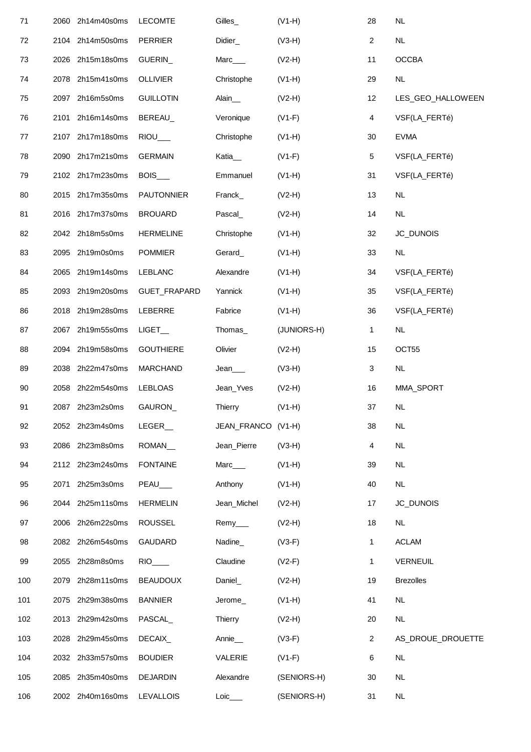| | | | | | | | |
|---|---|---|---|---|---|---|---|
| 71 | 2060 | 2h14m40s0ms | LECOMTE | Gilles_ | (V1-H) | 28 | NL |
| 72 | 2104 | 2h14m50s0ms | PERRIER | Didier_ | (V3-H) | 2 | NL |
| 73 | 2026 | 2h15m18s0ms | GUERIN_ | Marc___ | (V2-H) | 11 | OCCBA |
| 74 | 2078 | 2h15m41s0ms | OLLIVIER | Christophe | (V1-H) | 29 | NL |
| 75 | 2097 | 2h16m5s0ms | GUILLOTIN | Alain__ | (V2-H) | 12 | LES_GEO_HALLOWEEN |
| 76 | 2101 | 2h16m14s0ms | BEREAU_ | Veronique | (V1-F) | 4 | VSF(LA_FERTé) |
| 77 | 2107 | 2h17m18s0ms | RIOU___ | Christophe | (V1-H) | 30 | EVMA |
| 78 | 2090 | 2h17m21s0ms | GERMAIN | Katia__ | (V1-F) | 5 | VSF(LA_FERTé) |
| 79 | 2102 | 2h17m23s0ms | BOIS___ | Emmanuel | (V1-H) | 31 | VSF(LA_FERTé) |
| 80 | 2015 | 2h17m35s0ms | PAUTONNIER | Franck_ | (V2-H) | 13 | NL |
| 81 | 2016 | 2h17m37s0ms | BROUARD | Pascal_ | (V2-H) | 14 | NL |
| 82 | 2042 | 2h18m5s0ms | HERMELINE | Christophe | (V1-H) | 32 | JC_DUNOIS |
| 83 | 2095 | 2h19m0s0ms | POMMIER | Gerard_ | (V1-H) | 33 | NL |
| 84 | 2065 | 2h19m14s0ms | LEBLANC | Alexandre | (V1-H) | 34 | VSF(LA_FERTé) |
| 85 | 2093 | 2h19m20s0ms | GUET_FRAPARD | Yannick | (V1-H) | 35 | VSF(LA_FERTé) |
| 86 | 2018 | 2h19m28s0ms | LEBERRE | Fabrice | (V1-H) | 36 | VSF(LA_FERTé) |
| 87 | 2067 | 2h19m55s0ms | LIGET__ | Thomas_ | (JUNIORS-H) | 1 | NL |
| 88 | 2094 | 2h19m58s0ms | GOUTHIERE | Olivier | (V2-H) | 15 | OCT55 |
| 89 | 2038 | 2h22m47s0ms | MARCHAND | Jean___ | (V3-H) | 3 | NL |
| 90 | 2058 | 2h22m54s0ms | LEBLOAS | Jean_Yves | (V2-H) | 16 | MMA_SPORT |
| 91 | 2087 | 2h23m2s0ms | GAURON_ | Thierry | (V1-H) | 37 | NL |
| 92 | 2052 | 2h23m4s0ms | LEGER__ | JEAN_FRANCO | (V1-H) | 38 | NL |
| 93 | 2086 | 2h23m8s0ms | ROMAN__ | Jean_Pierre | (V3-H) | 4 | NL |
| 94 | 2112 | 2h23m24s0ms | FONTAINE | Marc___ | (V1-H) | 39 | NL |
| 95 | 2071 | 2h25m3s0ms | PEAU___ | Anthony | (V1-H) | 40 | NL |
| 96 | 2044 | 2h25m11s0ms | HERMELIN | Jean_Michel | (V2-H) | 17 | JC_DUNOIS |
| 97 | 2006 | 2h26m22s0ms | ROUSSEL | Remy___ | (V2-H) | 18 | NL |
| 98 | 2082 | 2h26m54s0ms | GAUDARD | Nadine_ | (V3-F) | 1 | ACLAM |
| 99 | 2055 | 2h28m8s0ms | RIO____ | Claudine | (V2-F) | 1 | VERNEUIL |
| 100 | 2079 | 2h28m11s0ms | BEAUDOUX | Daniel_ | (V2-H) | 19 | Brezolles |
| 101 | 2075 | 2h29m38s0ms | BANNIER | Jerome_ | (V1-H) | 41 | NL |
| 102 | 2013 | 2h29m42s0ms | PASCAL_ | Thierry | (V2-H) | 20 | NL |
| 103 | 2028 | 2h29m45s0ms | DECAIX_ | Annie__ | (V3-F) | 2 | AS_DROUE_DROUETTE |
| 104 | 2032 | 2h33m57s0ms | BOUDIER | VALERIE | (V1-F) | 6 | NL |
| 105 | 2085 | 2h35m40s0ms | DEJARDIN | Alexandre | (SENIORS-H) | 30 | NL |
| 106 | 2002 | 2h40m16s0ms | LEVALLOIS | Loic___ | (SENIORS-H) | 31 | NL |